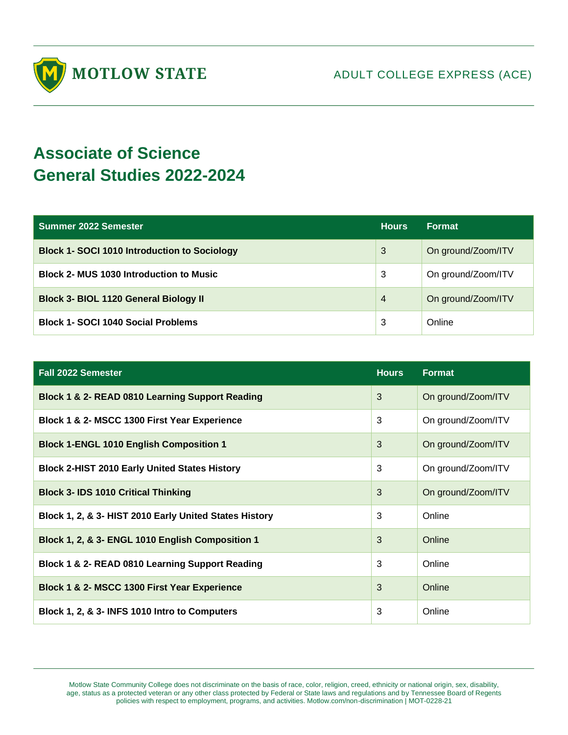MOTLOW STATE

ADULT COLLEGE EXPRESS (ACE)

# Associate of Science
# General Studies 2022-2024

| Summer 2022 Semester | Hours | Format |
|---|---|---|
| **Block 1- SOCI 1010 Introduction to Sociology** | 3 | On ground/Zoom/ITV |
| **Block 2- MUS 1030 Introduction to Music** | 3 | On ground/Zoom/ITV |
| **Block 3- BIOL 1120 General Biology II** | 4 | On ground/Zoom/ITV |
| **Block 1- SOCI 1040 Social Problems** | 3 | Online |

| Fall 2022 Semester | Hours | Format |
|---|---|---|
| **Block 1 & 2- READ 0810 Learning Support Reading** | 3 | On ground/Zoom/ITV |
| **Block 1 & 2- MSCC 1300 First Year Experience** | 3 | On ground/Zoom/ITV |
| **Block 1-ENGL 1010 English Composition 1** | 3 | On ground/Zoom/ITV |
| **Block 2-HIST 2010 Early United States History** | 3 | On ground/Zoom/ITV |
| **Block 3- IDS 1010 Critical Thinking** | 3 | On ground/Zoom/ITV |
| **Block 1, 2, & 3- HIST 2010 Early United States History** | 3 | Online |
| **Block 1, 2, & 3- ENGL 1010 English Composition 1** | 3 | Online |
| **Block 1 & 2- READ 0810 Learning Support Reading** | 3 | Online |
| **Block 1 & 2- MSCC 1300 First Year Experience** | 3 | Online |
| **Block 1, 2, & 3- INFS 1010 Intro to Computers** | 3 | Online |

Motlow State Community College does not discriminate on the basis of race, color, religion, creed, ethnicity or national origin, sex, disability, age, status as a protected veteran or any other class protected by Federal or State laws and regulations and by Tennessee Board of Regents policies with respect to employment, programs, and activities. Motlow.com/non-discrimination | MOT-0228-21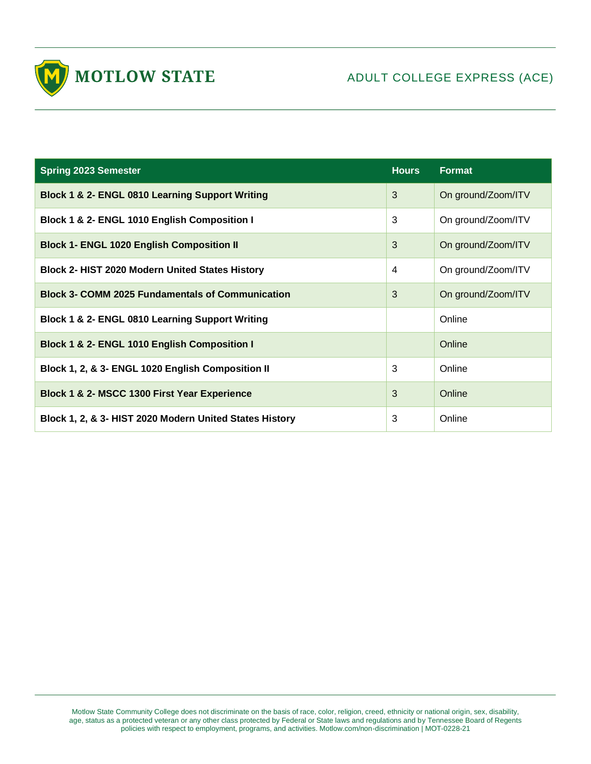MOTLOW STATE

ADULT COLLEGE EXPRESS (ACE)

| Spring 2023 Semester | Hours | Format |
|---|---|---|
| **Block 1 & 2- ENGL 0810 Learning Support Writing** | 3 | On ground/Zoom/ITV |
| **Block 1 & 2- ENGL 1010 English Composition I** | 3 | On ground/Zoom/ITV |
| **Block 1- ENGL 1020 English Composition II** | 3 | On ground/Zoom/ITV |
| **Block 2- HIST 2020 Modern United States History** | 4 | On ground/Zoom/ITV |
| **Block 3- COMM 2025 Fundamentals of Communication** | 3 | On ground/Zoom/ITV |
| **Block 1 & 2- ENGL 0810 Learning Support Writing** | | Online |
| **Block 1 & 2- ENGL 1010 English Composition I** | | Online |
| **Block 1, 2, & 3- ENGL 1020 English Composition II** | 3 | Online |
| **Block 1 & 2- MSCC 1300 First Year Experience** | 3 | Online |
| **Block 1, 2, & 3- HIST 2020 Modern United States History** | 3 | Online |

Motlow State Community College does not discriminate on the basis of race, color, religion, creed, ethnicity or national origin, sex, disability, age, status as a protected veteran or any other class protected by Federal or State laws and regulations and by Tennessee Board of Regents policies with respect to employment, programs, and activities. Motlow.com/non-discrimination | MOT-0228-21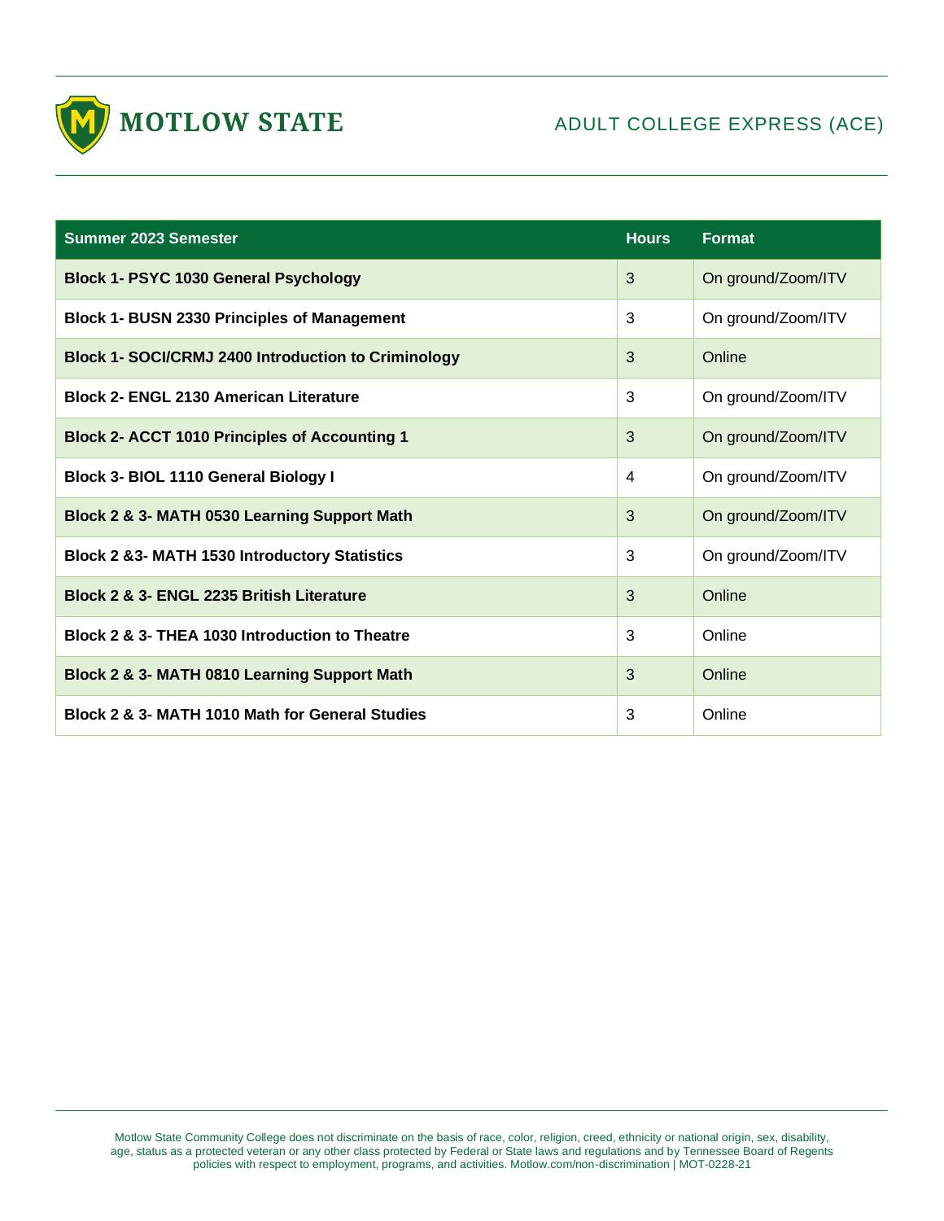MOTLOW STATE

ADULT COLLEGE EXPRESS (ACE)

| Summer 2023 Semester | Hours | Format |
|---|---|---|
| **Block 1- PSYC 1030 General Psychology** | 3 | On ground/Zoom/ITV |
| **Block 1- BUSN 2330 Principles of Management** | 3 | On ground/Zoom/ITV |
| **Block 1- SOCI/CRMJ 2400 Introduction to Criminology** | 3 | Online |
| **Block 2- ENGL 2130 American Literature** | 3 | On ground/Zoom/ITV |
| **Block 2- ACCT 1010 Principles of Accounting 1** | 3 | On ground/Zoom/ITV |
| **Block 3- BIOL 1110 General Biology I** | 4 | On ground/Zoom/ITV |
| **Block 2 & 3- MATH 0530 Learning Support Math** | 3 | On ground/Zoom/ITV |
| **Block 2 &3- MATH 1530 Introductory Statistics** | 3 | On ground/Zoom/ITV |
| **Block 2 & 3- ENGL 2235 British Literature** | 3 | Online |
| **Block 2 & 3- THEA 1030 Introduction to Theatre** | 3 | Online |
| **Block 2 & 3- MATH 0810 Learning Support Math** | 3 | Online |
| **Block 2 & 3- MATH 1010 Math for General Studies** | 3 | Online |

Motlow State Community College does not discriminate on the basis of race, color, religion, creed, ethnicity or national origin, sex, disability, age, status as a protected veteran or any other class protected by Federal or State laws and regulations and by Tennessee Board of Regents policies with respect to employment, programs, and activities. Motlow.com/non-discrimination | MOT-0228-21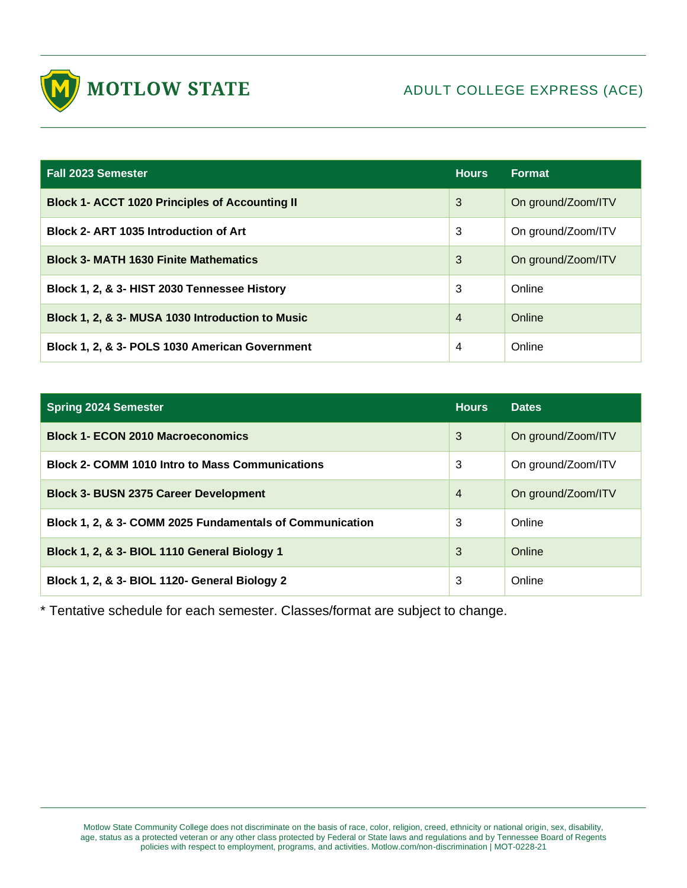# MOTLOW STATE

## ADULT COLLEGE EXPRESS (ACE)

| Fall 2023 Semester | Hours | Format |
| --- | --- | --- |
| **Block 1- ACCT 1020 Principles of Accounting II** | 3 | On ground/Zoom/ITV |
| **Block 2- ART 1035 Introduction of Art** | 3 | On ground/Zoom/ITV |
| **Block 3- MATH 1630 Finite Mathematics** | 3 | On ground/Zoom/ITV |
| **Block 1, 2, & 3- HIST 2030 Tennessee History** | 3 | Online |
| **Block 1, 2, & 3- MUSA 1030 Introduction to Music** | 4 | Online |
| **Block 1, 2, & 3- POLS 1030 American Government** | 4 | Online |

| Spring 2024 Semester | Hours | Dates |
| --- | --- | --- |
| **Block 1- ECON 2010 Macroeconomics** | 3 | On ground/Zoom/ITV |
| **Block 2- COMM 1010 Intro to Mass Communications** | 3 | On ground/Zoom/ITV |
| **Block 3- BUSN 2375 Career Development** | 4 | On ground/Zoom/ITV |
| **Block 1, 2, & 3- COMM 2025 Fundamentals of Communication** | 3 | Online |
| **Block 1, 2, & 3- BIOL 1110 General Biology 1** | 3 | Online |
| **Block 1, 2, & 3- BIOL 1120- General Biology 2** | 3 | Online |

* Tentative schedule for each semester. Classes/format are subject to change.

Motlow State Community College does not discriminate on the basis of race, color, religion, creed, ethnicity or national origin, sex, disability, age, status as a protected veteran or any other class protected by Federal or State laws and regulations and by Tennessee Board of Regents policies with respect to employment, programs, and activities. Motlow.com/non-discrimination | MOT-0228-21